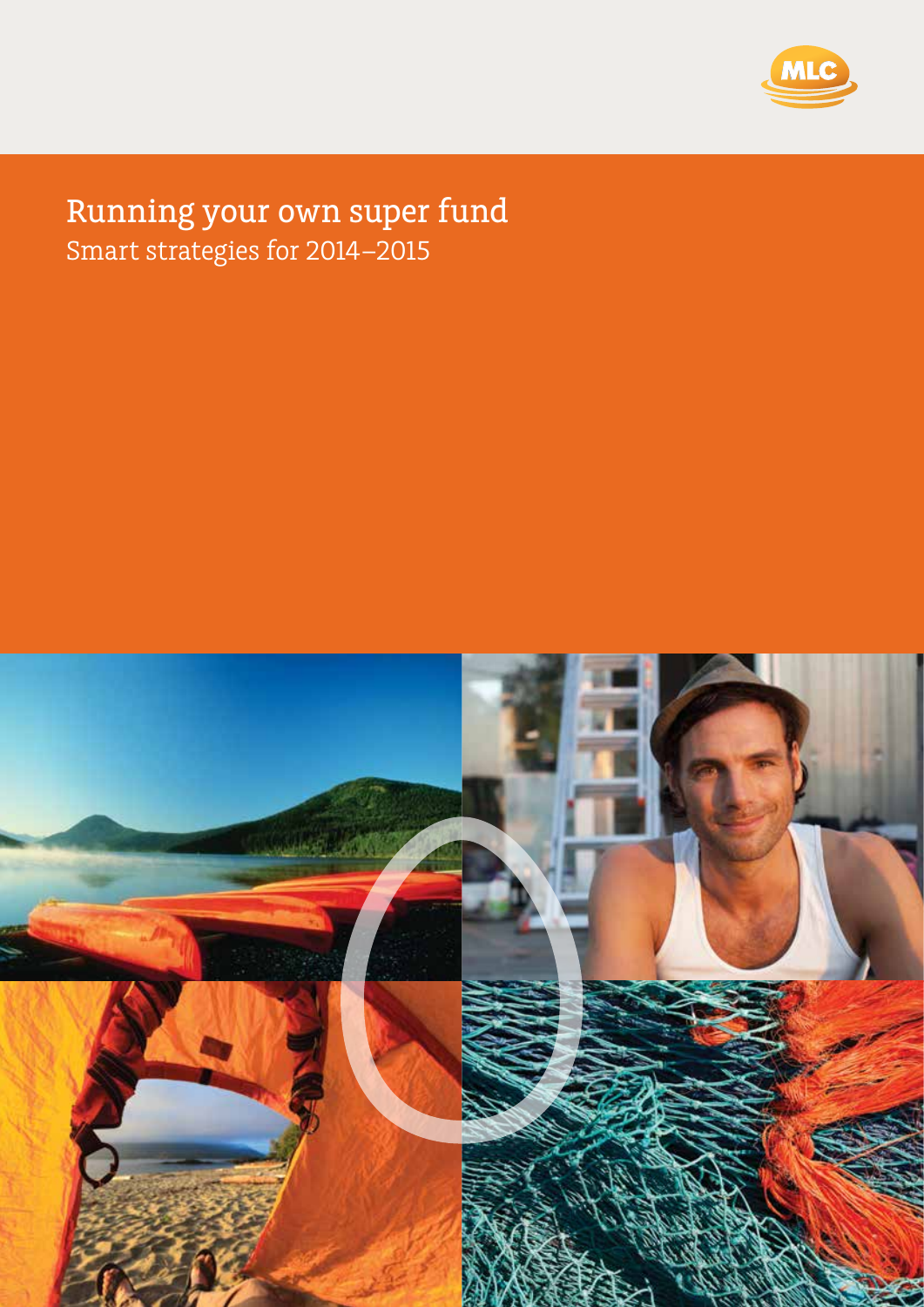MLC

# Running your own super fund

## Smart strategies for 2014–2015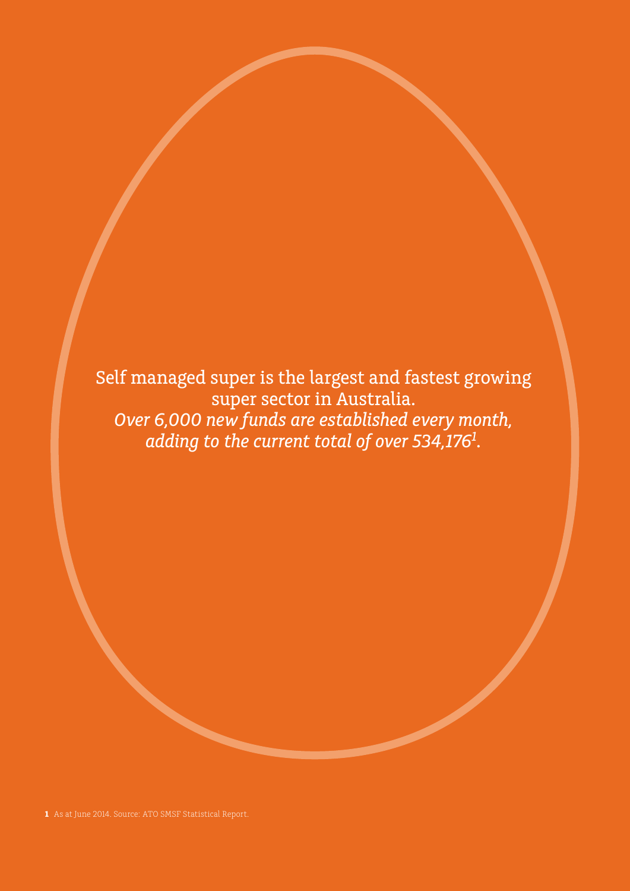Self managed super is the largest and fastest growing super sector in Australia.

*Over 6,000 new funds are established every month, adding to the current total of over 534,176[1].*

**1** As at June 2014. Source: ATO SMSF Statistical Report.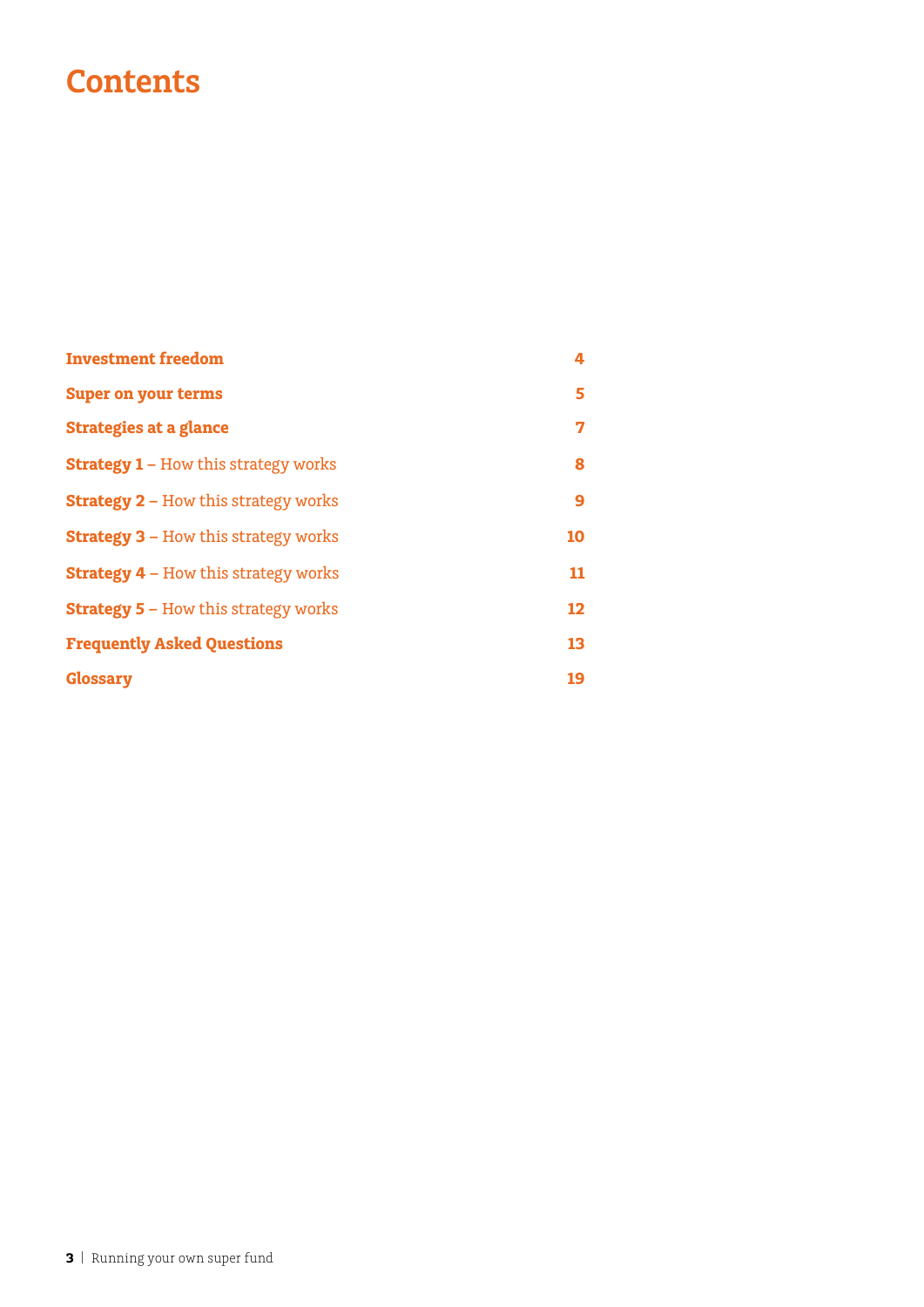# Contents

| | |
|---|---|
| **Investment freedom** | **4** |
| **Super on your terms** | **5** |
| **Strategies at a glance** | **7** |
| **Strategy 1** – How this strategy works | **8** |
| **Strategy 2** – How this strategy works | **9** |
| **Strategy 3** – How this strategy works | **10** |
| **Strategy 4** – How this strategy works | **11** |
| **Strategy 5** – How this strategy works | **12** |
| **Frequently Asked Questions** | **13** |
| **Glossary** | **19** |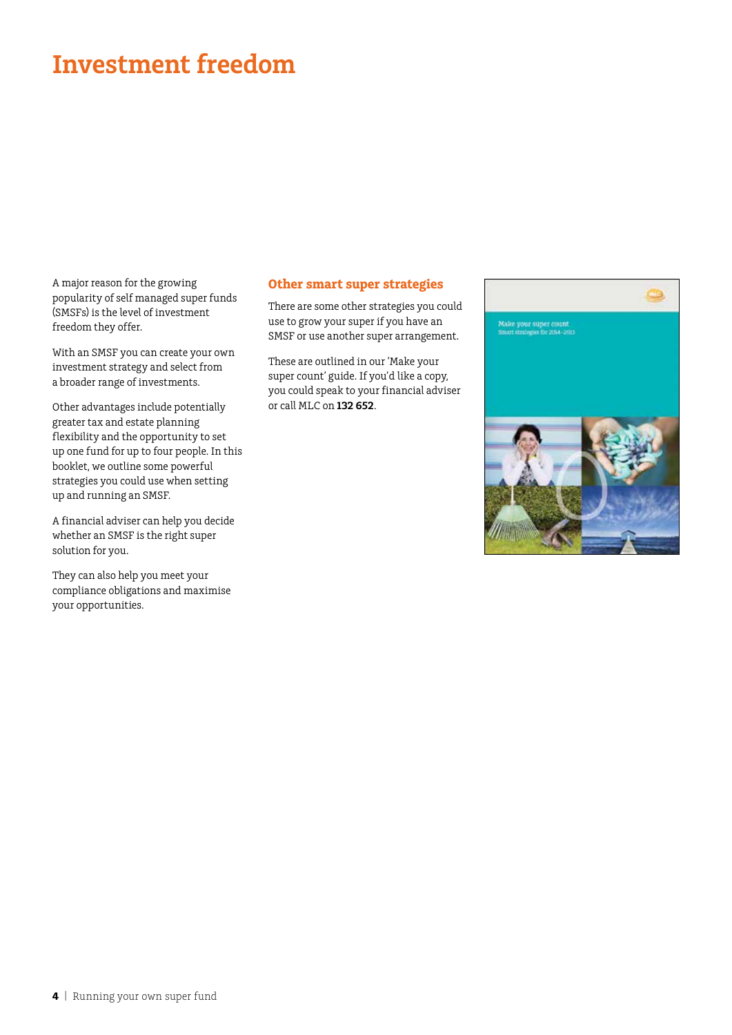# Investment freedom

A major reason for the growing popularity of self managed super funds (SMSFs) is the level of investment freedom they offer.

With an SMSF you can create your own investment strategy and select from a broader range of investments.

Other advantages include potentially greater tax and estate planning flexibility and the opportunity to set up one fund for up to four people. In this booklet, we outline some powerful strategies you could use when setting up and running an SMSF.

A financial adviser can help you decide whether an SMSF is the right super solution for you.

They can also help you meet your compliance obligations and maximise your opportunities.

## Other smart super strategies

There are some other strategies you could use to grow your super if you have an SMSF or use another super arrangement.

These are outlined in our 'Make your super count' guide. If you'd like a copy, you could speak to your financial adviser or call MLC on **132 652**.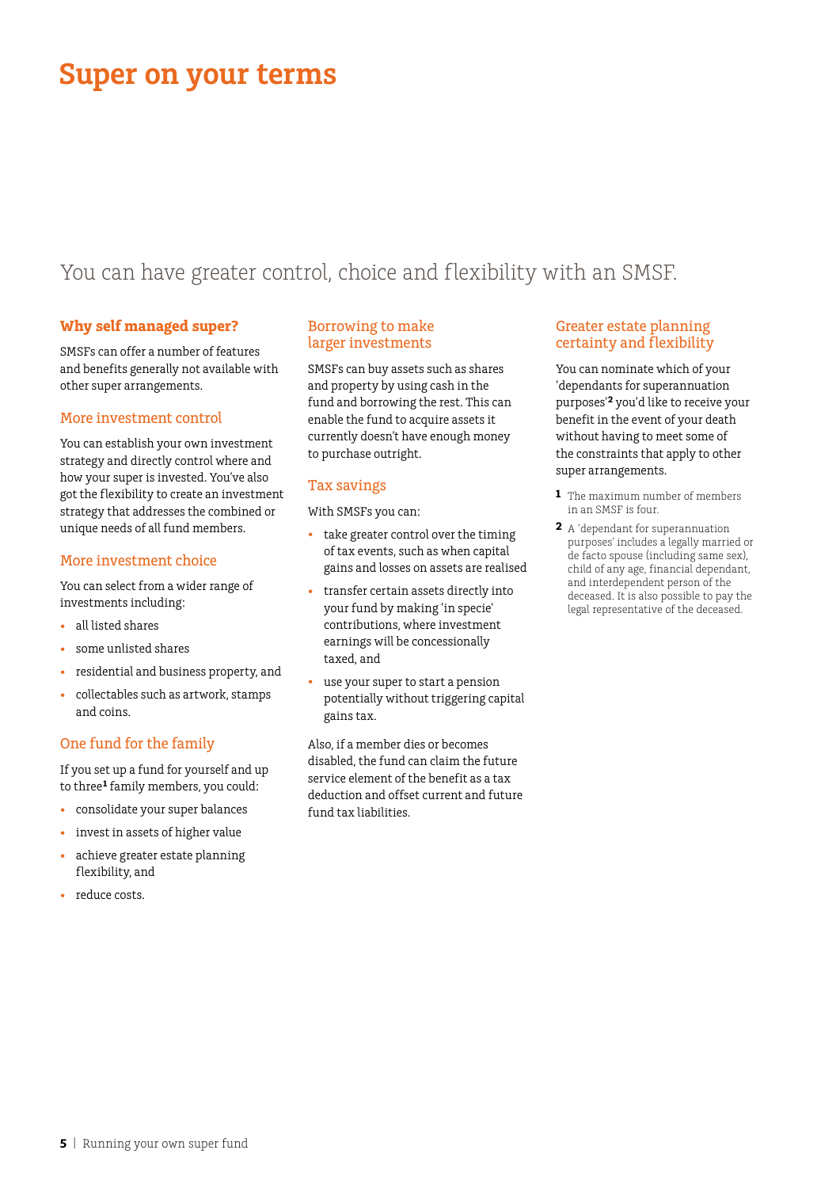# Super on your terms

You can have greater control, choice and flexibility with an SMSF.

### Why self managed super?

SMSFs can offer a number of features and benefits generally not available with other super arrangements.

#### More investment control

You can establish your own investment strategy and directly control where and how your super is invested. You've also got the flexibility to create an investment strategy that addresses the combined or unique needs of all fund members.

#### More investment choice

You can select from a wider range of investments including:

- all listed shares
- some unlisted shares
- residential and business property, and
- collectables such as artwork, stamps and coins.

#### One fund for the family

If you set up a fund for yourself and up to three[1] family members, you could:

- consolidate your super balances
- invest in assets of higher value
- achieve greater estate planning flexibility, and
- reduce costs.

#### Borrowing to make larger investments

SMSFs can buy assets such as shares and property by using cash in the fund and borrowing the rest. This can enable the fund to acquire assets it currently doesn't have enough money to purchase outright.

#### Tax savings

With SMSFs you can:

- take greater control over the timing of tax events, such as when capital gains and losses on assets are realised
- transfer certain assets directly into your fund by making 'in specie' contributions, where investment earnings will be concessionally taxed, and
- use your super to start a pension potentially without triggering capital gains tax.

Also, if a member dies or becomes disabled, the fund can claim the future service element of the benefit as a tax deduction and offset current and future fund tax liabilities.

#### Greater estate planning certainty and flexibility

You can nominate which of your 'dependants for superannuation purposes'[2] you'd like to receive your benefit in the event of your death without having to meet some of the constraints that apply to other super arrangements.

[1] The maximum number of members in an SMSF is four.

[2] A 'dependant for superannuation purposes' includes a legally married or de facto spouse (including same sex), child of any age, financial dependant, and interdependent person of the deceased. It is also possible to pay the legal representative of the deceased.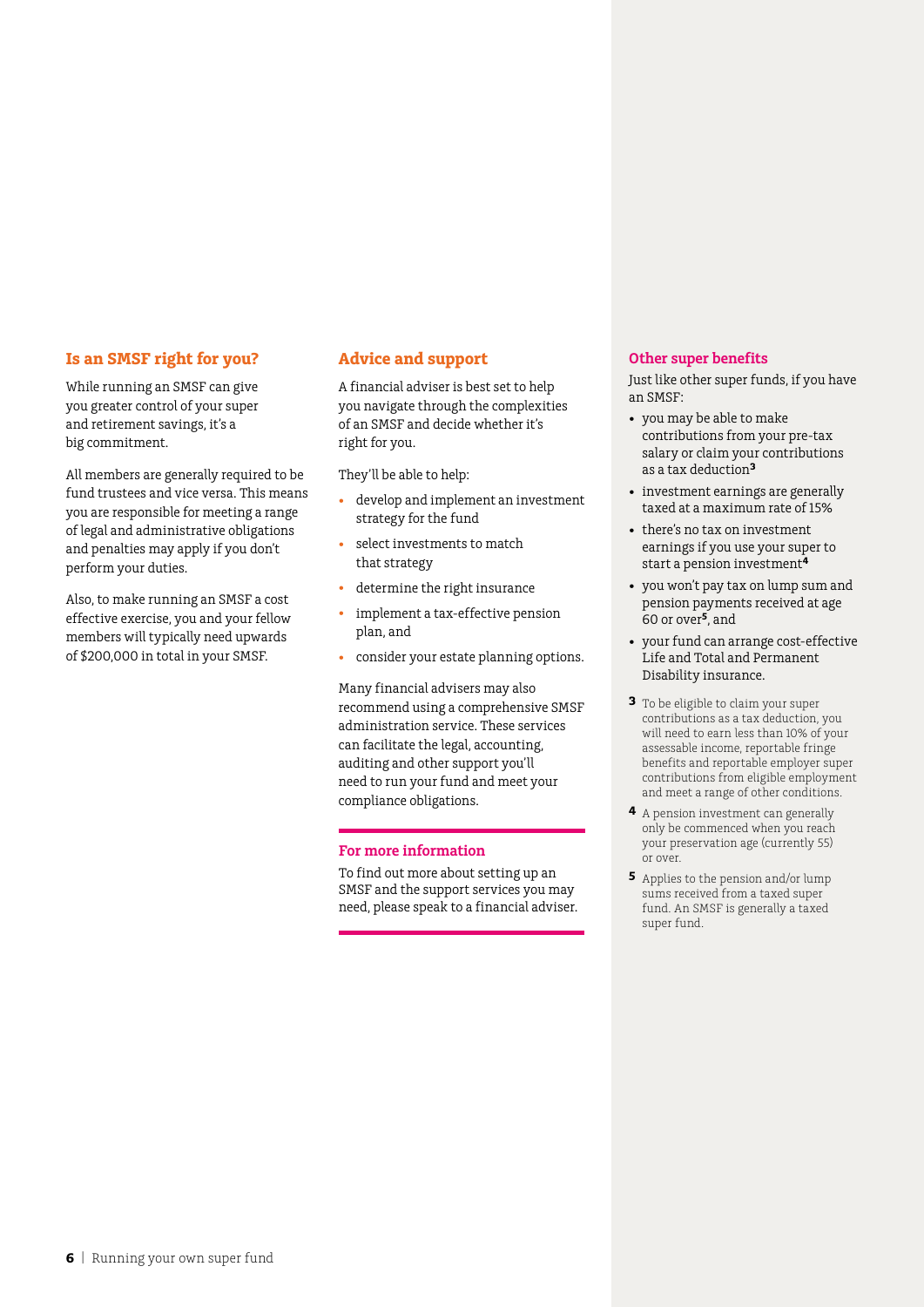## Is an SMSF right for you?

While running an SMSF can give you greater control of your super and retirement savings, it's a big commitment.

All members are generally required to be fund trustees and vice versa. This means you are responsible for meeting a range of legal and administrative obligations and penalties may apply if you don't perform your duties.

Also, to make running an SMSF a cost effective exercise, you and your fellow members will typically need upwards of $200,000 in total in your SMSF.

## Advice and support

A financial adviser is best set to help you navigate through the complexities of an SMSF and decide whether it's right for you.

They'll be able to help:

- develop and implement an investment strategy for the fund
- select investments to match that strategy
- determine the right insurance
- implement a tax-effective pension plan, and
- consider your estate planning options.

Many financial advisers may also recommend using a comprehensive SMSF administration service. These services can facilitate the legal, accounting, auditing and other support you'll need to run your fund and meet your compliance obligations.

### For more information

To find out more about setting up an SMSF and the support services you may need, please speak to a financial adviser.

## Other super benefits

Just like other super funds, if you have an SMSF:

- you may be able to make contributions from your pre-tax salary or claim your contributions as a tax deduction[3]
- investment earnings are generally taxed at a maximum rate of 15%
- there's no tax on investment earnings if you use your super to start a pension investment[4]
- you won't pay tax on lump sum and pension payments received at age 60 or over[5], and
- your fund can arrange cost-effective Life and Total and Permanent Disability insurance.

[3] To be eligible to claim your super contributions as a tax deduction, you will need to earn less than 10% of your assessable income, reportable fringe benefits and reportable employer super contributions from eligible employment and meet a range of other conditions.

[4] A pension investment can generally only be commenced when you reach your preservation age (currently 55) or over.

[5] Applies to the pension and/or lump sums received from a taxed super fund. An SMSF is generally a taxed super fund.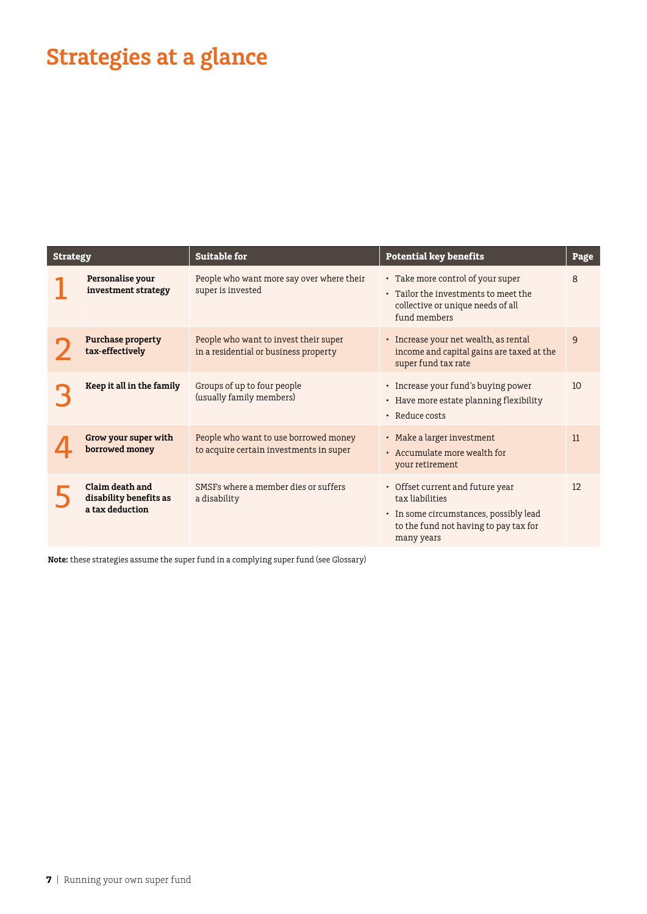# Strategies at a glance

| Strategy | | Suitable for | Potential key benefits | Page |
|---|---|---|---|---|
| 1 | **Personalise your investment strategy** | People who want more say over where their super is invested | • Take more control of your super<br>• Tailor the investments to meet the collective or unique needs of all fund members | 8 |
| 2 | **Purchase property tax-effectively** | People who want to invest their super in a residential or business property | • Increase your net wealth, as rental income and capital gains are taxed at the super fund tax rate | 9 |
| 3 | **Keep it all in the family** | Groups of up to four people (usually family members) | • Increase your fund's buying power<br>• Have more estate planning flexibility<br>• Reduce costs | 10 |
| 4 | **Grow your super with borrowed money** | People who want to use borrowed money to acquire certain investments in super | • Make a larger investment<br>• Accumulate more wealth for your retirement | 11 |
| 5 | **Claim death and disability benefits as a tax deduction** | SMSFs where a member dies or suffers a disability | • Offset current and future year tax liabilities<br>• In some circumstances, possibly lead to the fund not having to pay tax for many years | 12 |

**Note:** these strategies assume the super fund in a complying super fund (see Glossary)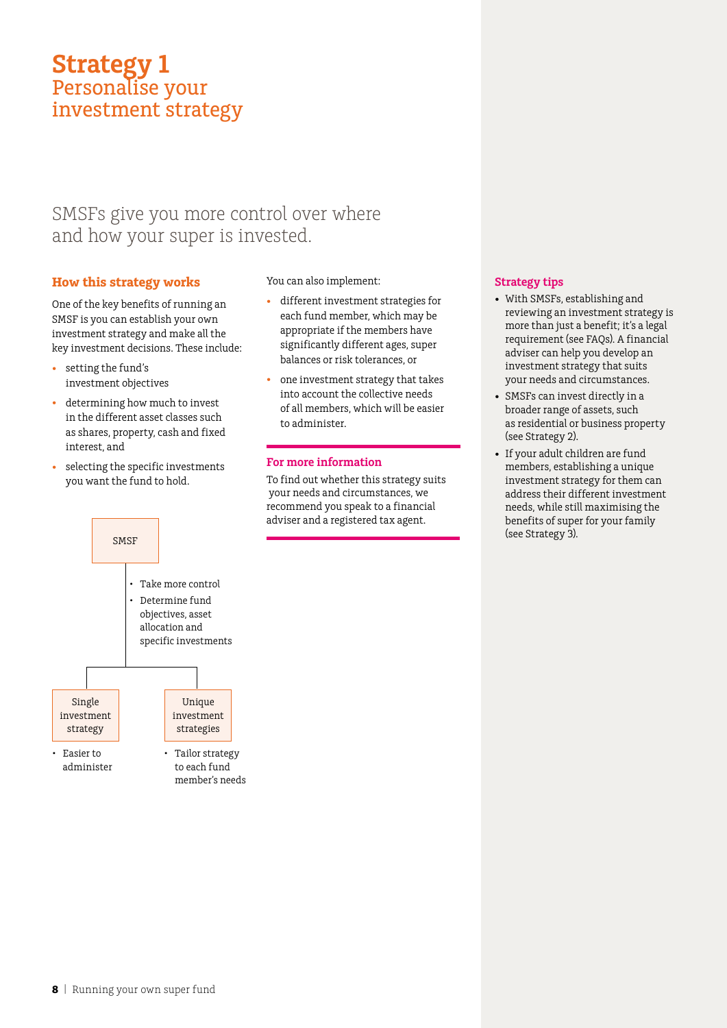# Strategy 1
## Personalise your investment strategy

SMSFs give you more control over where and how your super is invested.

### How this strategy works

One of the key benefits of running an SMSF is you can establish your own investment strategy and make all the key investment decisions. These include:

- setting the fund's investment objectives
- determining how much to invest in the different asset classes such as shares, property, cash and fixed interest, and
- selecting the specific investments you want the fund to hold.

SMSF

- Take more control
- Determine fund objectives, asset allocation and specific investments

Single investment strategy

- Easier to administer

Unique investment strategies

- Tailor strategy to each fund member's needs

You can also implement:

- different investment strategies for each fund member, which may be appropriate if the members have significantly different ages, super balances or risk tolerances, or
- one investment strategy that takes into account the collective needs of all members, which will be easier to administer.

### For more information

To find out whether this strategy suits your needs and circumstances, we recommend you speak to a financial adviser and a registered tax agent.

### Strategy tips

- With SMSFs, establishing and reviewing an investment strategy is more than just a benefit; it's a legal requirement (see FAQs). A financial adviser can help you develop an investment strategy that suits your needs and circumstances.
- SMSFs can invest directly in a broader range of assets, such as residential or business property (see Strategy 2).
- If your adult children are fund members, establishing a unique investment strategy for them can address their different investment needs, while still maximising the benefits of super for your family (see Strategy 3).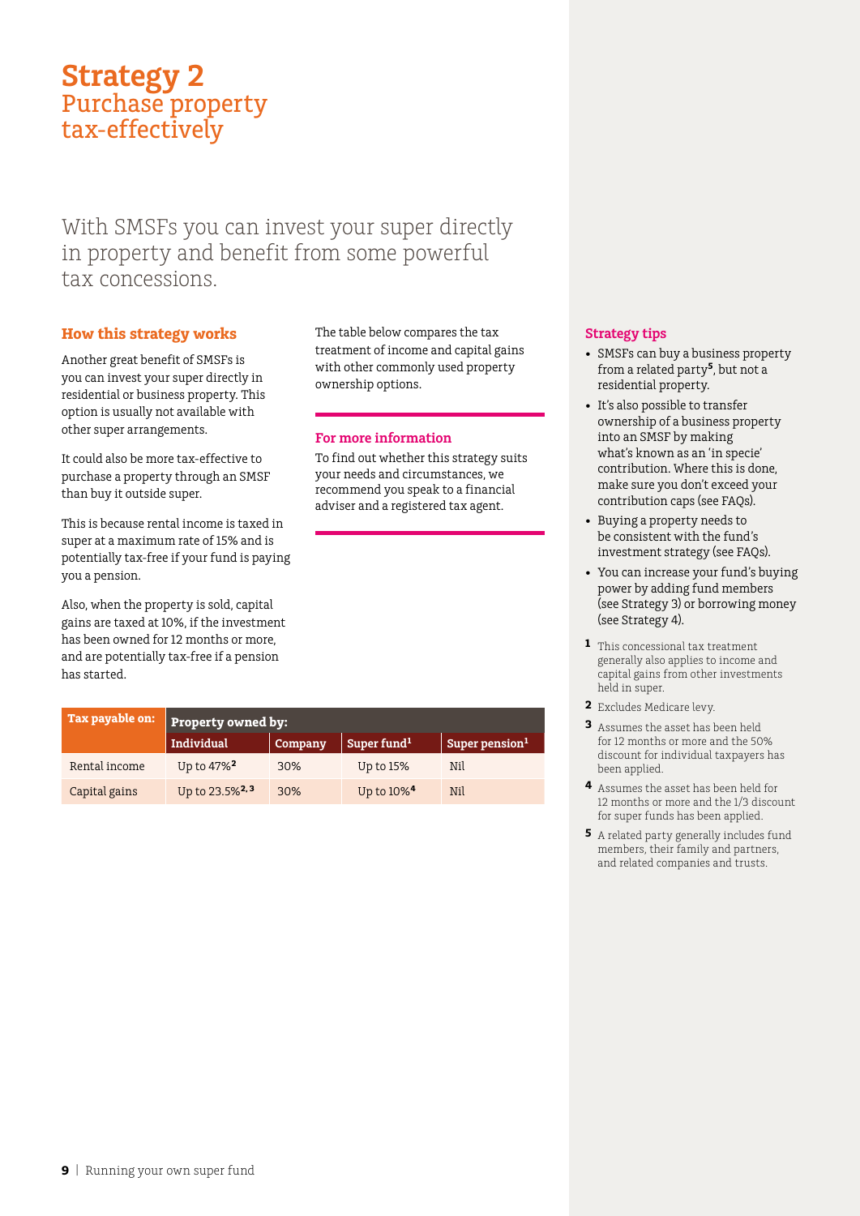# Strategy 2
## Purchase property tax-effectively

With SMSFs you can invest your super directly in property and benefit from some powerful tax concessions.

### How this strategy works

Another great benefit of SMSFs is you can invest your super directly in residential or business property. This option is usually not available with other super arrangements.

It could also be more tax-effective to purchase a property through an SMSF than buy it outside super.

This is because rental income is taxed in super at a maximum rate of 15% and is potentially tax-free if your fund is paying you a pension.

Also, when the property is sold, capital gains are taxed at 10%, if the investment has been owned for 12 months or more, and are potentially tax-free if a pension has started.

The table below compares the tax treatment of income and capital gains with other commonly used property ownership options.

| Tax payable on: | Property owned by: | | | |
|---|---|---|---|---|
| | Individual | Company | Super fund[1] | Super pension[1] |
| Rental income | Up to 47%[2] | 30% | Up to 15% | Nil |
| Capital gains | Up to 23.5%[2,3] | 30% | Up to 10%[4] | Nil |

### For more information

To find out whether this strategy suits your needs and circumstances, we recommend you speak to a financial adviser and a registered tax agent.

### Strategy tips

- SMSFs can buy a business property from a related party[5], but not a residential property.
- It's also possible to transfer ownership of a business property into an SMSF by making what's known as an 'in specie' contribution. Where this is done, make sure you don't exceed your contribution caps (see FAQs).
- Buying a property needs to be consistent with the fund's investment strategy (see FAQs).
- You can increase your fund's buying power by adding fund members (see Strategy 3) or borrowing money (see Strategy 4).

1 This concessional tax treatment generally also applies to income and capital gains from other investments held in super.

2 Excludes Medicare levy.

3 Assumes the asset has been held for 12 months or more and the 50% discount for individual taxpayers has been applied.

4 Assumes the asset has been held for 12 months or more and the 1/3 discount for super funds has been applied.

5 A related party generally includes fund members, their family and partners, and related companies and trusts.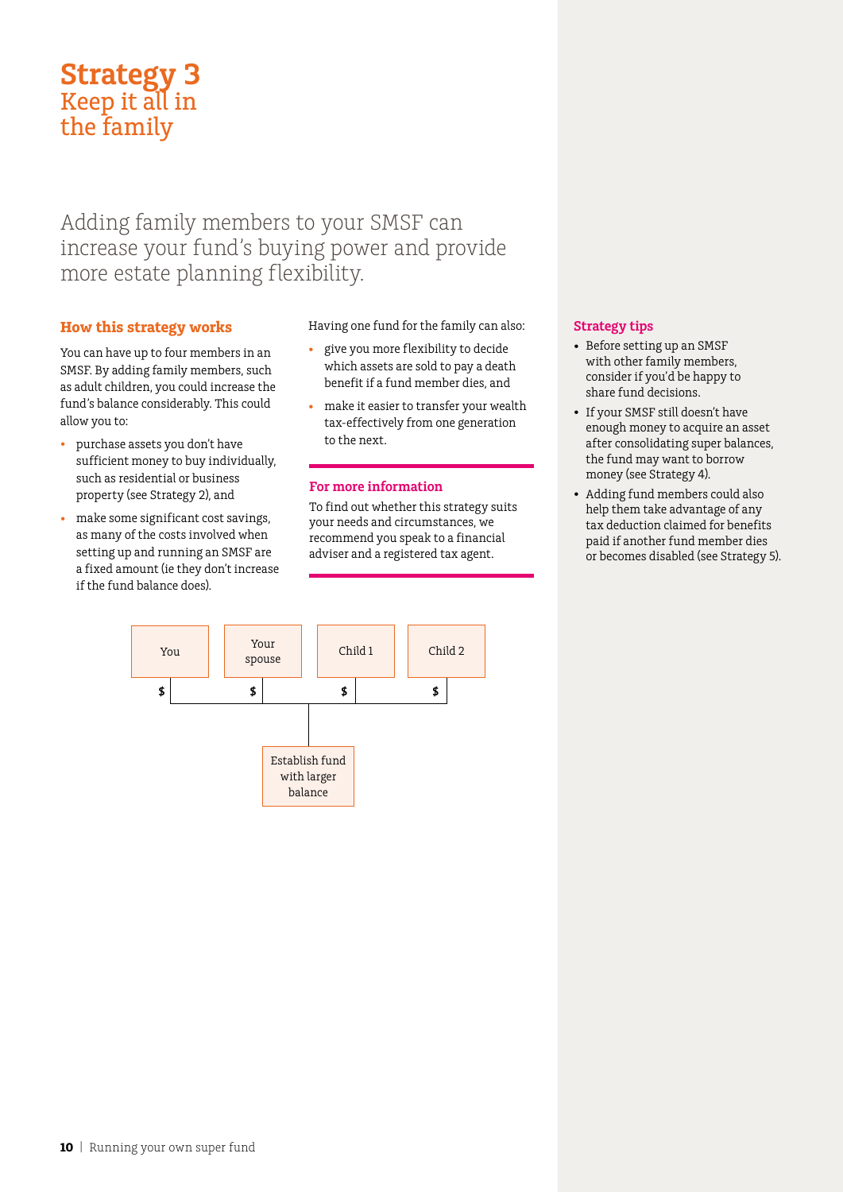# Strategy 3
## Keep it all in the family

Adding family members to your SMSF can increase your fund's buying power and provide more estate planning flexibility.

### How this strategy works

You can have up to four members in an SMSF. By adding family members, such as adult children, you could increase the fund's balance considerably. This could allow you to:

- purchase assets you don't have sufficient money to buy individually, such as residential or business property (see Strategy 2), and
- make some significant cost savings, as many of the costs involved when setting up and running an SMSF are a fixed amount (ie they don't increase if the fund balance does).

Having one fund for the family can also:

- give you more flexibility to decide which assets are sold to pay a death benefit if a fund member dies, and
- make it easier to transfer your wealth tax-effectively from one generation to the next.

### For more information

To find out whether this strategy suits your needs and circumstances, we recommend you speak to a financial adviser and a registered tax agent.

You | Your spouse | Child 1 | Child 2

$ | $ | $ | $

Establish fund with larger balance

### Strategy tips

- Before setting up an SMSF with other family members, consider if you'd be happy to share fund decisions.
- If your SMSF still doesn't have enough money to acquire an asset after consolidating super balances, the fund may want to borrow money (see Strategy 4).
- Adding fund members could also help them take advantage of any tax deduction claimed for benefits paid if another fund member dies or becomes disabled (see Strategy 5).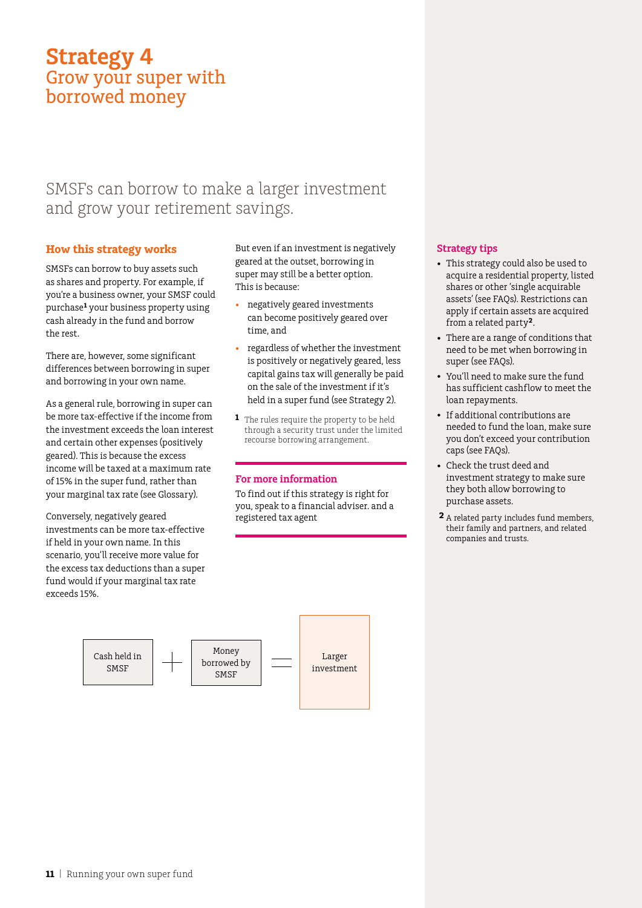# Strategy 4
## Grow your super with borrowed money

SMSFs can borrow to make a larger investment and grow your retirement savings.

### How this strategy works

SMSFs can borrow to buy assets such as shares and property. For example, if you're a business owner, your SMSF could purchase[1] your business property using cash already in the fund and borrow the rest.

There are, however, some significant differences between borrowing in super and borrowing in your own name.

As a general rule, borrowing in super can be more tax-effective if the income from the investment exceeds the loan interest and certain other expenses (positively geared). This is because the excess income will be taxed at a maximum rate of 15% in the super fund, rather than your marginal tax rate (see Glossary).

Conversely, negatively geared investments can be more tax-effective if held in your own name. In this scenario, you'll receive more value for the excess tax deductions than a super fund would if your marginal tax rate exceeds 15%.

But even if an investment is negatively geared at the outset, borrowing in super may still be a better option. This is because:

- negatively geared investments can become positively geared over time, and
- regardless of whether the investment is positively or negatively geared, less capital gains tax will generally be paid on the sale of the investment if it's held in a super fund (see Strategy 2).

[1] The rules require the property to be held through a security trust under the limited recourse borrowing arrangement.

### For more information

To find out if this strategy is right for you, speak to a financial adviser. and a registered tax agent

Cash held in SMSF + Money borrowed by SMSF = Larger investment

### Strategy tips

- This strategy could also be used to acquire a residential property, listed shares or other 'single acquirable assets' (see FAQs). Restrictions can apply if certain assets are acquired from a related party[2].
- There are a range of conditions that need to be met when borrowing in super (see FAQs).
- You'll need to make sure the fund has sufficient cashflow to meet the loan repayments.
- If additional contributions are needed to fund the loan, make sure you don't exceed your contribution caps (see FAQs).
- Check the trust deed and investment strategy to make sure they both allow borrowing to purchase assets.

[2] A related party includes fund members, their family and partners, and related companies and trusts.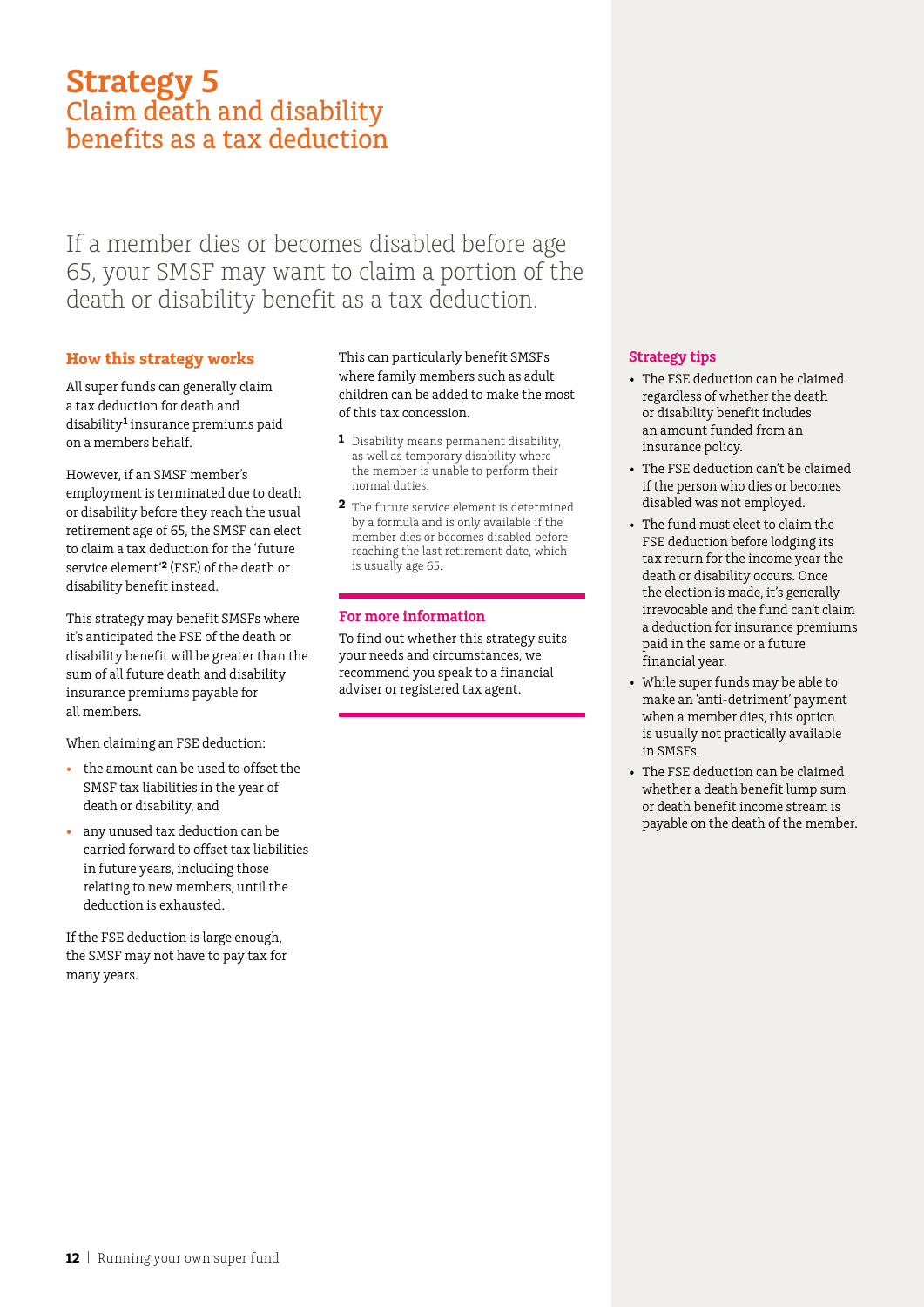# Strategy 5
## Claim death and disability benefits as a tax deduction

If a member dies or becomes disabled before age 65, your SMSF may want to claim a portion of the death or disability benefit as a tax deduction.

### How this strategy works

All super funds can generally claim a tax deduction for death and disability[1] insurance premiums paid on a members behalf.

However, if an SMSF member's employment is terminated due to death or disability before they reach the usual retirement age of 65, the SMSF can elect to claim a tax deduction for the 'future service element'[2] (FSE) of the death or disability benefit instead.

This strategy may benefit SMSFs where it's anticipated the FSE of the death or disability benefit will be greater than the sum of all future death and disability insurance premiums payable for all members.

When claiming an FSE deduction:

- the amount can be used to offset the SMSF tax liabilities in the year of death or disability, and
- any unused tax deduction can be carried forward to offset tax liabilities in future years, including those relating to new members, until the deduction is exhausted.

If the FSE deduction is large enough, the SMSF may not have to pay tax for many years.

This can particularly benefit SMSFs where family members such as adult children can be added to make the most of this tax concession.

1 Disability means permanent disability, as well as temporary disability where the member is unable to perform their normal duties.

2 The future service element is determined by a formula and is only available if the member dies or becomes disabled before reaching the last retirement date, which is usually age 65.

### For more information

To find out whether this strategy suits your needs and circumstances, we recommend you speak to a financial adviser or registered tax agent.

### Strategy tips

- The FSE deduction can be claimed regardless of whether the death or disability benefit includes an amount funded from an insurance policy.
- The FSE deduction can't be claimed if the person who dies or becomes disabled was not employed.
- The fund must elect to claim the FSE deduction before lodging its tax return for the income year the death or disability occurs. Once the election is made, it's generally irrevocable and the fund can't claim a deduction for insurance premiums paid in the same or a future financial year.
- While super funds may be able to make an 'anti-detriment' payment when a member dies, this option is usually not practically available in SMSFs.
- The FSE deduction can be claimed whether a death benefit lump sum or death benefit income stream is payable on the death of the member.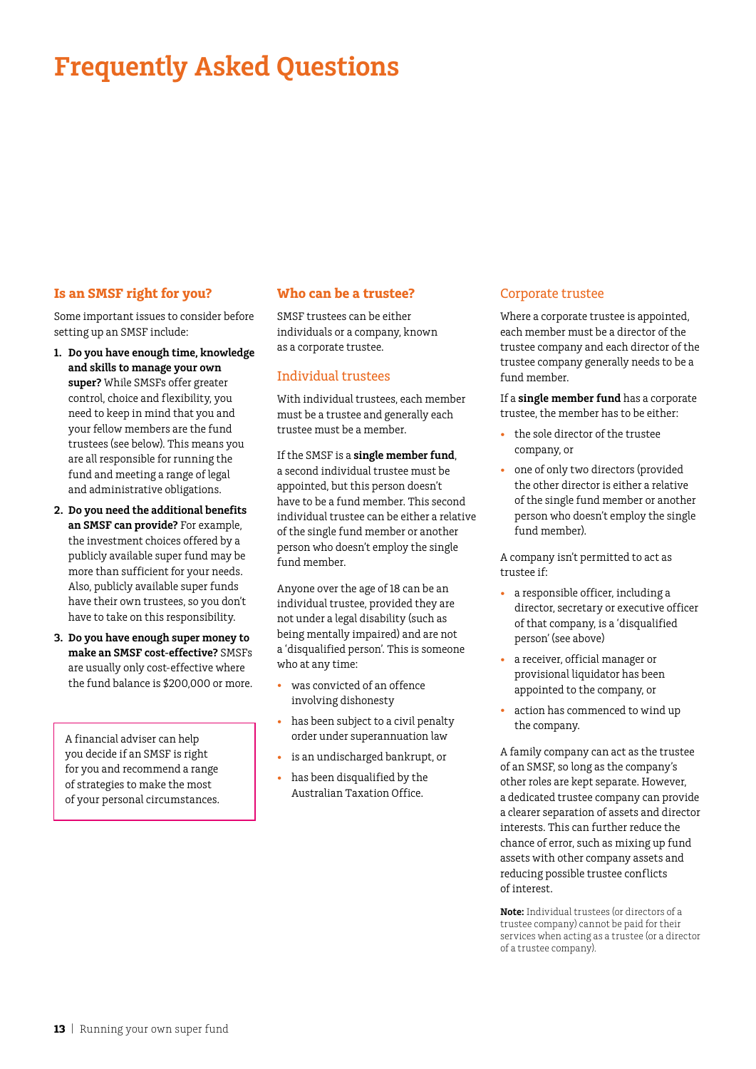# Frequently Asked Questions

## Is an SMSF right for you?

Some important issues to consider before setting up an SMSF include:

1. **Do you have enough time, knowledge and skills to manage your own super?** While SMSFs offer greater control, choice and flexibility, you need to keep in mind that you and your fellow members are the fund trustees (see below). This means you are all responsible for running the fund and meeting a range of legal and administrative obligations.
2. **Do you need the additional benefits an SMSF can provide?** For example, the investment choices offered by a publicly available super fund may be more than sufficient for your needs. Also, publicly available super funds have their own trustees, so you don't have to take on this responsibility.
3. **Do you have enough super money to make an SMSF cost-effective?** SMSFs are usually only cost-effective where the fund balance is $200,000 or more.

A financial adviser can help you decide if an SMSF is right for you and recommend a range of strategies to make the most of your personal circumstances.

## Who can be a trustee?

SMSF trustees can be either individuals or a company, known as a corporate trustee.

### Individual trustees

With individual trustees, each member must be a trustee and generally each trustee must be a member.

If the SMSF is a **single member fund**, a second individual trustee must be appointed, but this person doesn't have to be a fund member. This second individual trustee can be either a relative of the single fund member or another person who doesn't employ the single fund member.

Anyone over the age of 18 can be an individual trustee, provided they are not under a legal disability (such as being mentally impaired) and are not a 'disqualified person'. This is someone who at any time:

- was convicted of an offence involving dishonesty
- has been subject to a civil penalty order under superannuation law
- is an undischarged bankrupt, or
- has been disqualified by the Australian Taxation Office.

### Corporate trustee

Where a corporate trustee is appointed, each member must be a director of the trustee company and each director of the trustee company generally needs to be a fund member.

If a **single member fund** has a corporate trustee, the member has to be either:

- the sole director of the trustee company, or
- one of only two directors (provided the other director is either a relative of the single fund member or another person who doesn't employ the single fund member).

A company isn't permitted to act as trustee if:

- a responsible officer, including a director, secretary or executive officer of that company, is a 'disqualified person' (see above)
- a receiver, official manager or provisional liquidator has been appointed to the company, or
- action has commenced to wind up the company.

A family company can act as the trustee of an SMSF, so long as the company's other roles are kept separate. However, a dedicated trustee company can provide a clearer separation of assets and director interests. This can further reduce the chance of error, such as mixing up fund assets with other company assets and reducing possible trustee conflicts of interest.

**Note:** Individual trustees (or directors of a trustee company) cannot be paid for their services when acting as a trustee (or a director of a trustee company).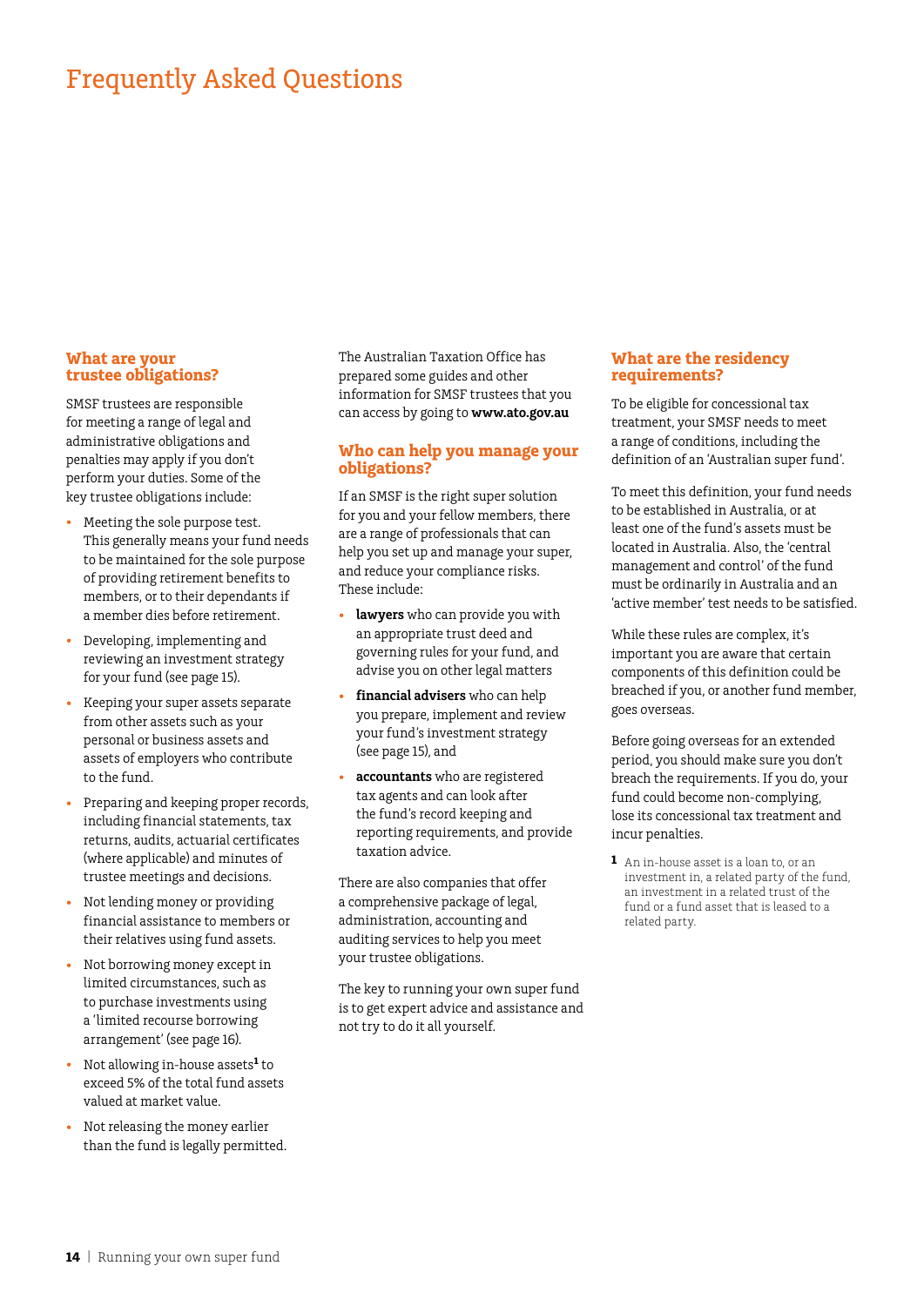# Frequently Asked Questions

## What are your trustee obligations?

SMSF trustees are responsible for meeting a range of legal and administrative obligations and penalties may apply if you don't perform your duties. Some of the key trustee obligations include:

- Meeting the sole purpose test. This generally means your fund needs to be maintained for the sole purpose of providing retirement benefits to members, or to their dependants if a member dies before retirement.
- Developing, implementing and reviewing an investment strategy for your fund (see page 15).
- Keeping your super assets separate from other assets such as your personal or business assets and assets of employers who contribute to the fund.
- Preparing and keeping proper records, including financial statements, tax returns, audits, actuarial certificates (where applicable) and minutes of trustee meetings and decisions.
- Not lending money or providing financial assistance to members or their relatives using fund assets.
- Not borrowing money except in limited circumstances, such as to purchase investments using a 'limited recourse borrowing arrangement' (see page 16).
- Not allowing in-house assets[1] to exceed 5% of the total fund assets valued at market value.
- Not releasing the money earlier than the fund is legally permitted.

The Australian Taxation Office has prepared some guides and other information for SMSF trustees that you can access by going to **www.ato.gov.au**

## Who can help you manage your obligations?

If an SMSF is the right super solution for you and your fellow members, there are a range of professionals that can help you set up and manage your super, and reduce your compliance risks. These include:

- **lawyers** who can provide you with an appropriate trust deed and governing rules for your fund, and advise you on other legal matters
- **financial advisers** who can help you prepare, implement and review your fund's investment strategy (see page 15), and
- **accountants** who are registered tax agents and can look after the fund's record keeping and reporting requirements, and provide taxation advice.

There are also companies that offer a comprehensive package of legal, administration, accounting and auditing services to help you meet your trustee obligations.

The key to running your own super fund is to get expert advice and assistance and not try to do it all yourself.

## What are the residency requirements?

To be eligible for concessional tax treatment, your SMSF needs to meet a range of conditions, including the definition of an 'Australian super fund'.

To meet this definition, your fund needs to be established in Australia, or at least one of the fund's assets must be located in Australia. Also, the 'central management and control' of the fund must be ordinarily in Australia and an 'active member' test needs to be satisfied.

While these rules are complex, it's important you are aware that certain components of this definition could be breached if you, or another fund member, goes overseas.

Before going overseas for an extended period, you should make sure you don't breach the requirements. If you do, your fund could become non-complying, lose its concessional tax treatment and incur penalties.

[1] An in-house asset is a loan to, or an investment in, a related party of the fund, an investment in a related trust of the fund or a fund asset that is leased to a related party.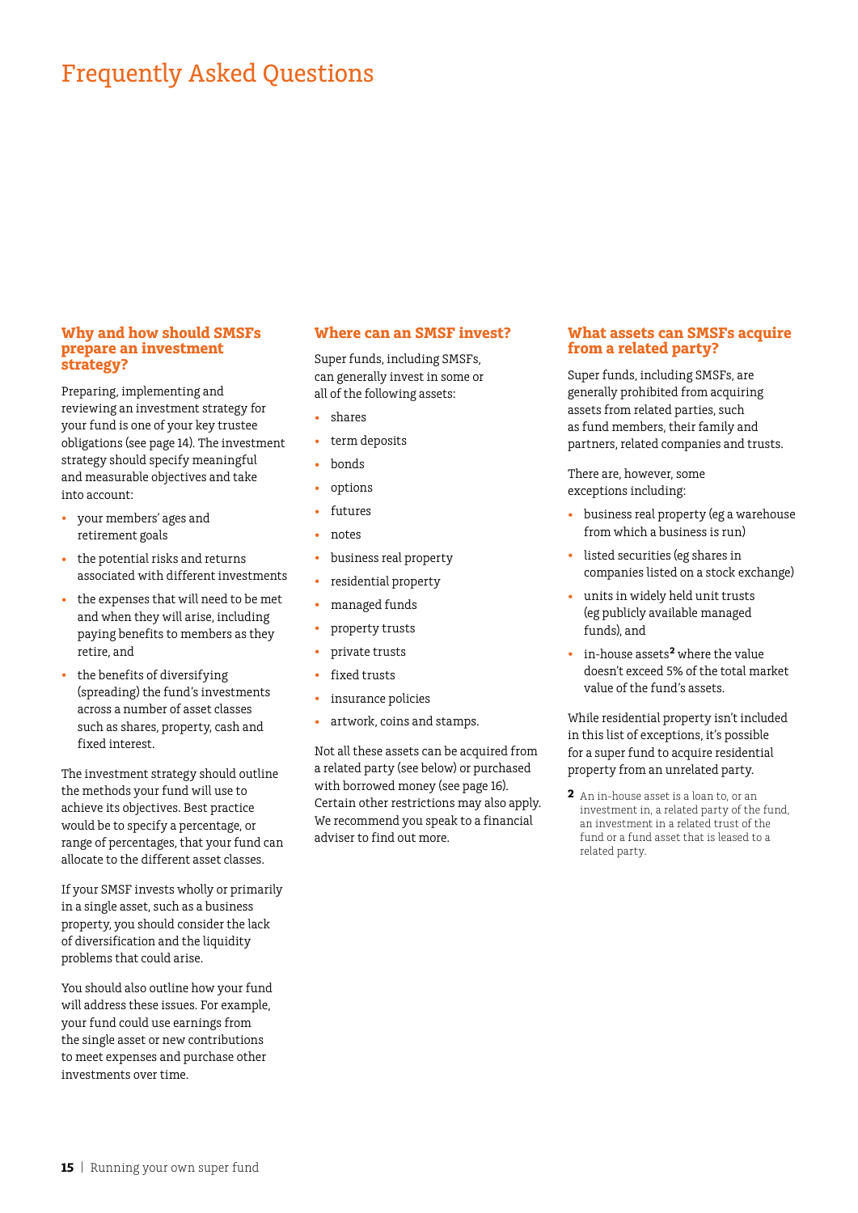# Frequently Asked Questions

### Why and how should SMSFs prepare an investment strategy?

Preparing, implementing and reviewing an investment strategy for your fund is one of your key trustee obligations (see page 14). The investment strategy should specify meaningful and measurable objectives and take into account:

- your members' ages and retirement goals
- the potential risks and returns associated with different investments
- the expenses that will need to be met and when they will arise, including paying benefits to members as they retire, and
- the benefits of diversifying (spreading) the fund's investments across a number of asset classes such as shares, property, cash and fixed interest.

The investment strategy should outline the methods your fund will use to achieve its objectives. Best practice would be to specify a percentage, or range of percentages, that your fund can allocate to the different asset classes.

If your SMSF invests wholly or primarily in a single asset, such as a business property, you should consider the lack of diversification and the liquidity problems that could arise.

You should also outline how your fund will address these issues. For example, your fund could use earnings from the single asset or new contributions to meet expenses and purchase other investments over time.

### Where can an SMSF invest?

Super funds, including SMSFs, can generally invest in some or all of the following assets:

- shares
- term deposits
- bonds
- options
- futures
- notes
- business real property
- residential property
- managed funds
- property trusts
- private trusts
- fixed trusts
- insurance policies
- artwork, coins and stamps.

Not all these assets can be acquired from a related party (see below) or purchased with borrowed money (see page 16). Certain other restrictions may also apply. We recommend you speak to a financial adviser to find out more.

### What assets can SMSFs acquire from a related party?

Super funds, including SMSFs, are generally prohibited from acquiring assets from related parties, such as fund members, their family and partners, related companies and trusts.

There are, however, some exceptions including:

- business real property (eg a warehouse from which a business is run)
- listed securities (eg shares in companies listed on a stock exchange)
- units in widely held unit trusts (eg publicly available managed funds), and
- in-house assets[2] where the value doesn't exceed 5% of the total market value of the fund's assets.

While residential property isn't included in this list of exceptions, it's possible for a super fund to acquire residential property from an unrelated party.

[2] An in-house asset is a loan to, or an investment in, a related party of the fund, an investment in a related trust of the fund or a fund asset that is leased to a related party.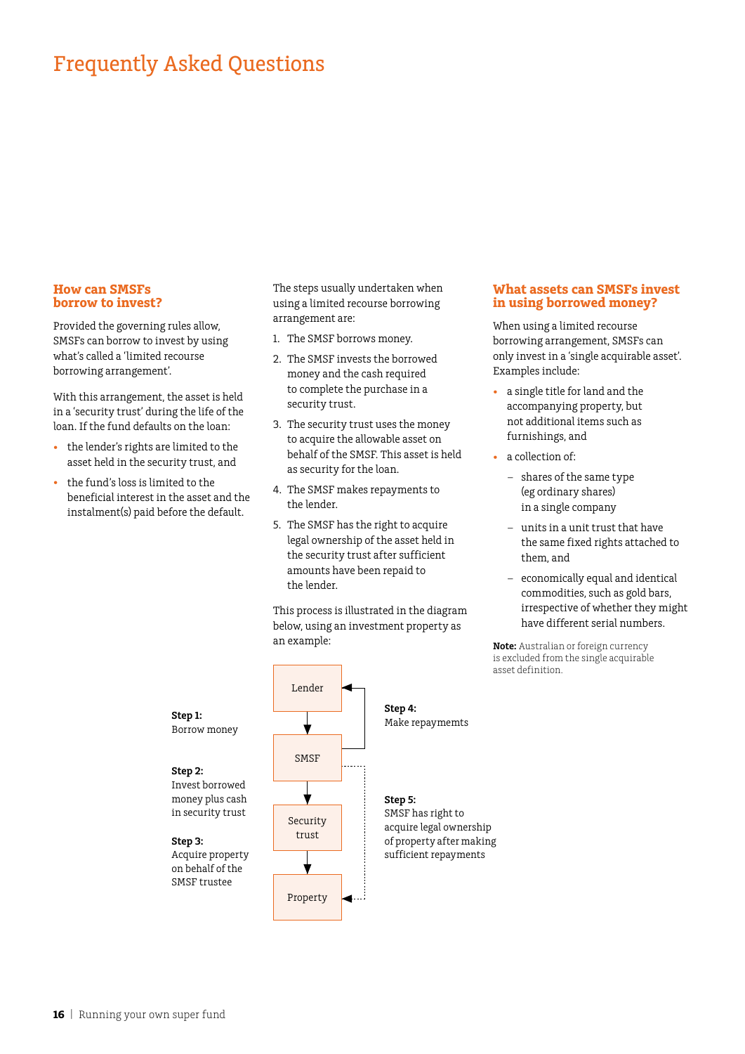# Frequently Asked Questions

## How can SMSFs borrow to invest?

Provided the governing rules allow, SMSFs can borrow to invest by using what's called a 'limited recourse borrowing arrangement'.

With this arrangement, the asset is held in a 'security trust' during the life of the loan. If the fund defaults on the loan:

- the lender's rights are limited to the asset held in the security trust, and
- the fund's loss is limited to the beneficial interest in the asset and the instalment(s) paid before the default.

The steps usually undertaken when using a limited recourse borrowing arrangement are:

1. The SMSF borrows money.
2. The SMSF invests the borrowed money and the cash required to complete the purchase in a security trust.
3. The security trust uses the money to acquire the allowable asset on behalf of the SMSF. This asset is held as security for the loan.
4. The SMSF makes repayments to the lender.
5. The SMSF has the right to acquire legal ownership of the asset held in the security trust after sufficient amounts have been repaid to the lender.

This process is illustrated in the diagram below, using an investment property as an example:

Lender → SMSF → Security trust → Property

**Step 1:** Borrow money

**Step 2:** Invest borrowed money plus cash in security trust

**Step 3:** Acquire property on behalf of the SMSF trustee

**Step 4:** Make repaymemts

**Step 5:** SMSF has right to acquire legal ownership of property after making sufficient repayments

## What assets can SMSFs invest in using borrowed money?

When using a limited recourse borrowing arrangement, SMSFs can only invest in a 'single acquirable asset'. Examples include:

- a single title for land and the accompanying property, but not additional items such as furnishings, and
- a collection of:
  - shares of the same type (eg ordinary shares) in a single company
  - units in a unit trust that have the same fixed rights attached to them, and
  - economically equal and identical commodities, such as gold bars, irrespective of whether they might have different serial numbers.

**Note:** Australian or foreign currency is excluded from the single acquirable asset definition.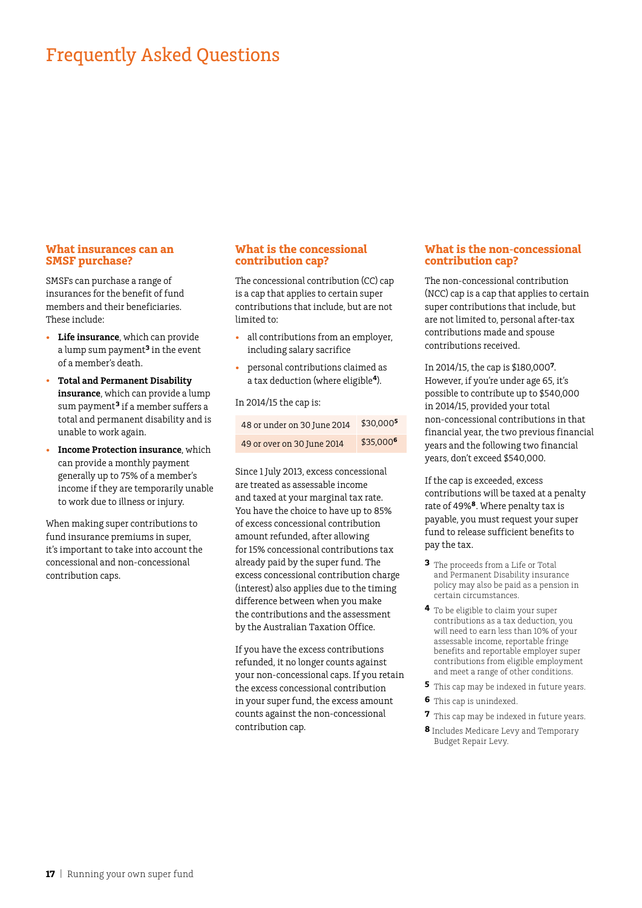# Frequently Asked Questions

## What insurances can an SMSF purchase?

SMSFs can purchase a range of insurances for the benefit of fund members and their beneficiaries. These include:

- **Life insurance**, which can provide a lump sum payment[3] in the event of a member's death.
- **Total and Permanent Disability insurance**, which can provide a lump sum payment[3] if a member suffers a total and permanent disability and is unable to work again.
- **Income Protection insurance**, which can provide a monthly payment generally up to 75% of a member's income if they are temporarily unable to work due to illness or injury.

When making super contributions to fund insurance premiums in super, it's important to take into account the concessional and non-concessional contribution caps.

## What is the concessional contribution cap?

The concessional contribution (CC) cap is a cap that applies to certain super contributions that include, but are not limited to:

- all contributions from an employer, including salary sacrifice
- personal contributions claimed as a tax deduction (where eligible[4]).

In 2014/15 the cap is:

| | |
|---|---|
| 48 or under on 30 June 2014 | $30,000[5] |
| 49 or over on 30 June 2014 | $35,000[6] |

Since 1 July 2013, excess concessional are treated as assessable income and taxed at your marginal tax rate. You have the choice to have up to 85% of excess concessional contribution amount refunded, after allowing for 15% concessional contributions tax already paid by the super fund. The excess concessional contribution charge (interest) also applies due to the timing difference between when you make the contributions and the assessment by the Australian Taxation Office.

If you have the excess contributions refunded, it no longer counts against your non-concessional caps. If you retain the excess concessional contribution in your super fund, the excess amount counts against the non-concessional contribution cap.

## What is the non-concessional contribution cap?

The non-concessional contribution (NCC) cap is a cap that applies to certain super contributions that include, but are not limited to, personal after-tax contributions made and spouse contributions received.

In 2014/15, the cap is $180,000[7]. However, if you're under age 65, it's possible to contribute up to $540,000 in 2014/15, provided your total non-concessional contributions in that financial year, the two previous financial years and the following two financial years, don't exceed $540,000.

If the cap is exceeded, excess contributions will be taxed at a penalty rate of 49%[8]. Where penalty tax is payable, you must request your super fund to release sufficient benefits to pay the tax.

3 The proceeds from a Life or Total and Permanent Disability insurance policy may also be paid as a pension in certain circumstances.

4 To be eligible to claim your super contributions as a tax deduction, you will need to earn less than 10% of your assessable income, reportable fringe benefits and reportable employer super contributions from eligible employment and meet a range of other conditions.

5 This cap may be indexed in future years.

6 This cap is unindexed.

7 This cap may be indexed in future years.

8 Includes Medicare Levy and Temporary Budget Repair Levy.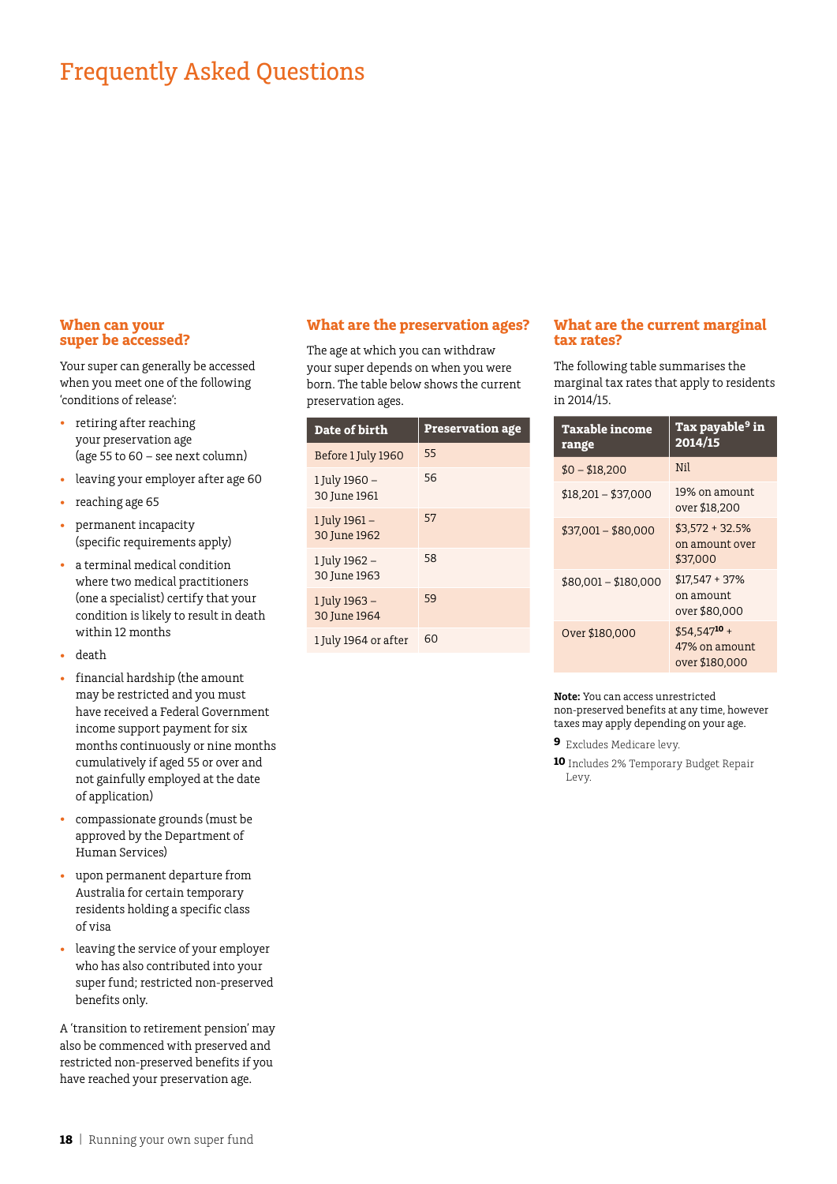# Frequently Asked Questions

## When can your super be accessed?

Your super can generally be accessed when you meet one of the following 'conditions of release':

- retiring after reaching your preservation age (age 55 to 60 – see next column)
- leaving your employer after age 60
- reaching age 65
- permanent incapacity (specific requirements apply)
- a terminal medical condition where two medical practitioners (one a specialist) certify that your condition is likely to result in death within 12 months
- death
- financial hardship (the amount may be restricted and you must have received a Federal Government income support payment for six months continuously or nine months cumulatively if aged 55 or over and not gainfully employed at the date of application)
- compassionate grounds (must be approved by the Department of Human Services)
- upon permanent departure from Australia for certain temporary residents holding a specific class of visa
- leaving the service of your employer who has also contributed into your super fund; restricted non-preserved benefits only.

A 'transition to retirement pension' may also be commenced with preserved and restricted non-preserved benefits if you have reached your preservation age.

## What are the preservation ages?

The age at which you can withdraw your super depends on when you were born. The table below shows the current preservation ages.

| Date of birth | Preservation age |
|---|---|
| Before 1 July 1960 | 55 |
| 1 July 1960 – 30 June 1961 | 56 |
| 1 July 1961 – 30 June 1962 | 57 |
| 1 July 1962 – 30 June 1963 | 58 |
| 1 July 1963 – 30 June 1964 | 59 |
| 1 July 1964 or after | 60 |

## What are the current marginal tax rates?

The following table summarises the marginal tax rates that apply to residents in 2014/15.

| Taxable income range | Tax payable[9] in 2014/15 |
|---|---|
| $0 – $18,200 | Nil |
| $18,201 – $37,000 | 19% on amount over $18,200 |
| $37,001 – $80,000 | $3,572 + 32.5% on amount over $37,000 |
| $80,001 – $180,000 | $17,547 + 37% on amount over $80,000 |
| Over $180,000 | $54,547[10] + 47% on amount over $180,000 |

**Note:** You can access unrestricted non-preserved benefits at any time, however taxes may apply depending on your age.

[9] Excludes Medicare levy.

[10] Includes 2% Temporary Budget Repair Levy.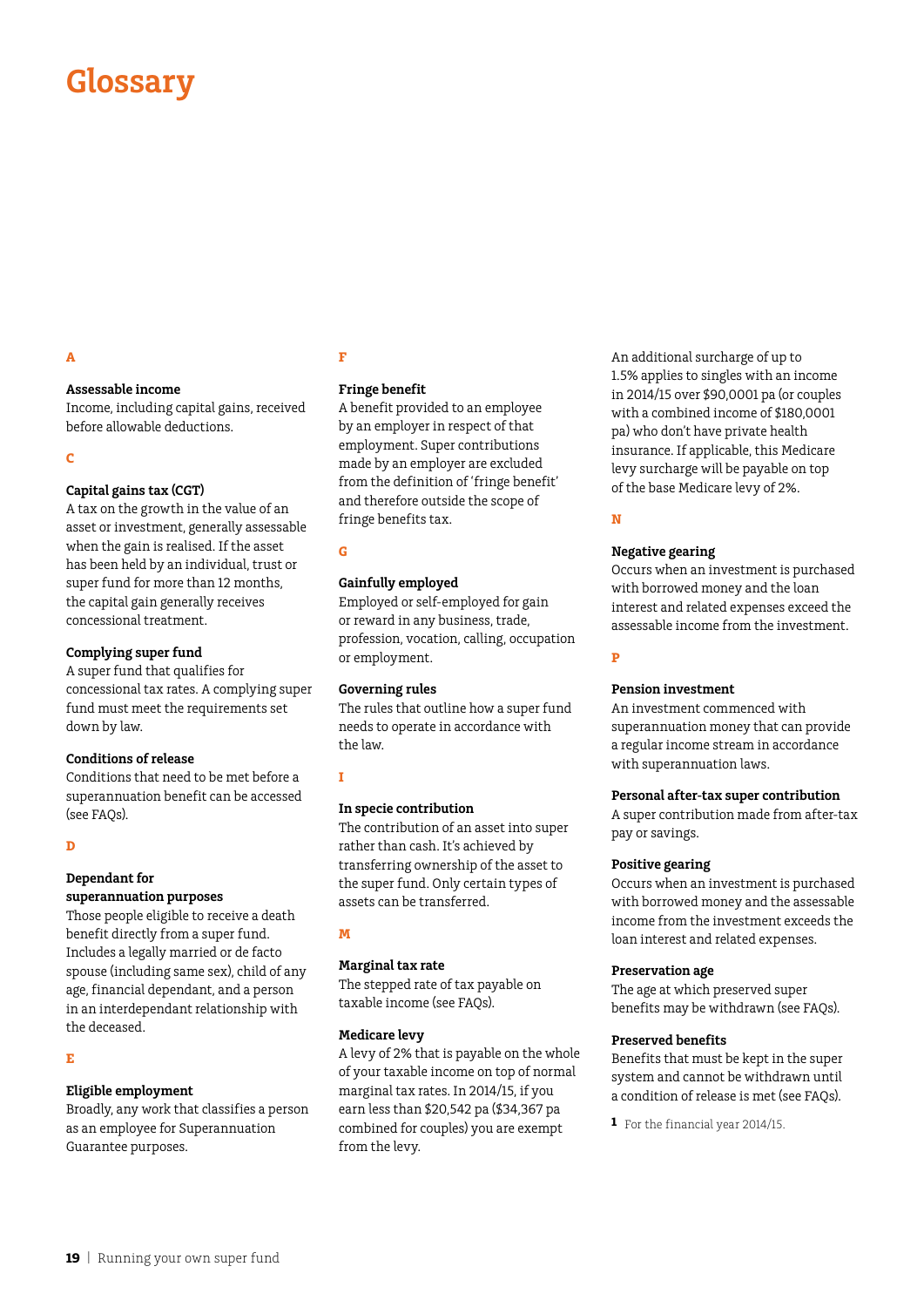# Glossary

## A

**Assessable income**
Income, including capital gains, received before allowable deductions.

## C

**Capital gains tax (CGT)**
A tax on the growth in the value of an asset or investment, generally assessable when the gain is realised. If the asset has been held by an individual, trust or super fund for more than 12 months, the capital gain generally receives concessional treatment.

**Complying super fund**
A super fund that qualifies for concessional tax rates. A complying super fund must meet the requirements set down by law.

**Conditions of release**
Conditions that need to be met before a superannuation benefit can be accessed (see FAQs).

## D

**Dependant for superannuation purposes**
Those people eligible to receive a death benefit directly from a super fund. Includes a legally married or de facto spouse (including same sex), child of any age, financial dependant, and a person in an interdependant relationship with the deceased.

## E

**Eligible employment**
Broadly, any work that classifies a person as an employee for Superannuation Guarantee purposes.

## F

**Fringe benefit**
A benefit provided to an employee by an employer in respect of that employment. Super contributions made by an employer are excluded from the definition of 'fringe benefit' and therefore outside the scope of fringe benefits tax.

## G

**Gainfully employed**
Employed or self-employed for gain or reward in any business, trade, profession, vocation, calling, occupation or employment.

**Governing rules**
The rules that outline how a super fund needs to operate in accordance with the law.

## I

**In specie contribution**
The contribution of an asset into super rather than cash. It's achieved by transferring ownership of the asset to the super fund. Only certain types of assets can be transferred.

## M

**Marginal tax rate**
The stepped rate of tax payable on taxable income (see FAQs).

**Medicare levy**
A levy of 2% that is payable on the whole of your taxable income on top of normal marginal tax rates. In 2014/15, if you earn less than $20,542 pa ($34,367 pa combined for couples) you are exempt from the levy.

An additional surcharge of up to 1.5% applies to singles with an income in 2014/15 over $90,000[1] pa (or couples with a combined income of $180,000[1] pa) who don't have private health insurance. If applicable, this Medicare levy surcharge will be payable on top of the base Medicare levy of 2%.

## N

**Negative gearing**
Occurs when an investment is purchased with borrowed money and the loan interest and related expenses exceed the assessable income from the investment.

## P

**Pension investment**
An investment commenced with superannuation money that can provide a regular income stream in accordance with superannuation laws.

**Personal after-tax super contribution**
A super contribution made from after-tax pay or savings.

**Positive gearing**
Occurs when an investment is purchased with borrowed money and the assessable income from the investment exceeds the loan interest and related expenses.

**Preservation age**
The age at which preserved super benefits may be withdrawn (see FAQs).

**Preserved benefits**
Benefits that must be kept in the super system and cannot be withdrawn until a condition of release is met (see FAQs).

[1] For the financial year 2014/15.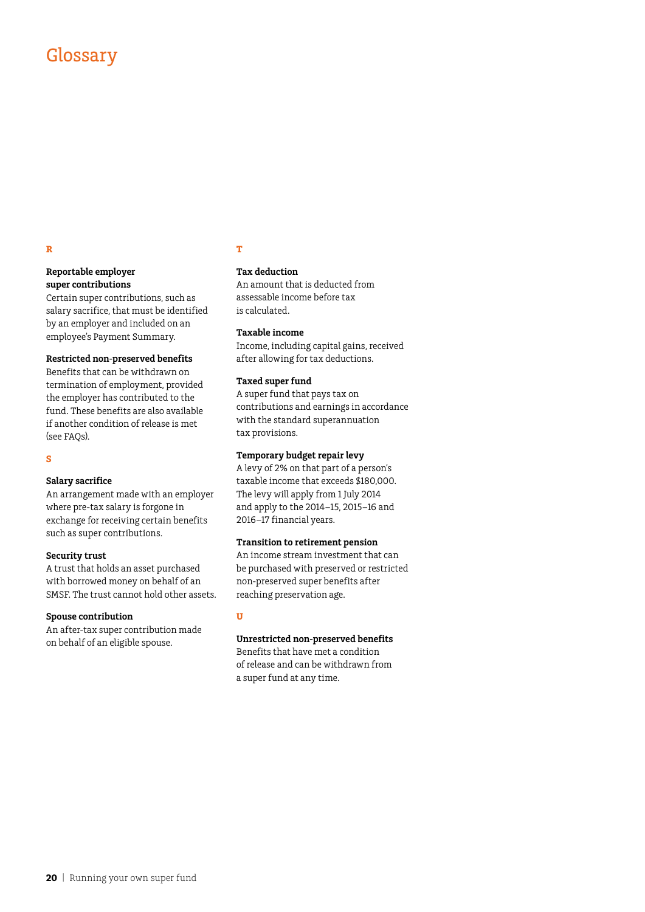# Glossary

## R

**Reportable employer super contributions**
Certain super contributions, such as salary sacrifice, that must be identified by an employer and included on an employee's Payment Summary.

**Restricted non-preserved benefits**
Benefits that can be withdrawn on termination of employment, provided the employer has contributed to the fund. These benefits are also available if another condition of release is met (see FAQs).

## S

**Salary sacrifice**
An arrangement made with an employer where pre-tax salary is forgone in exchange for receiving certain benefits such as super contributions.

**Security trust**
A trust that holds an asset purchased with borrowed money on behalf of an SMSF. The trust cannot hold other assets.

**Spouse contribution**
An after-tax super contribution made on behalf of an eligible spouse.

## T

**Tax deduction**
An amount that is deducted from assessable income before tax is calculated.

**Taxable income**
Income, including capital gains, received after allowing for tax deductions.

**Taxed super fund**
A super fund that pays tax on contributions and earnings in accordance with the standard superannuation tax provisions.

**Temporary budget repair levy**
A levy of 2% on that part of a person's taxable income that exceeds $180,000. The levy will apply from 1 July 2014 and apply to the 2014–15, 2015–16 and 2016–17 financial years.

**Transition to retirement pension**
An income stream investment that can be purchased with preserved or restricted non-preserved super benefits after reaching preservation age.

## U

**Unrestricted non-preserved benefits**
Benefits that have met a condition of release and can be withdrawn from a super fund at any time.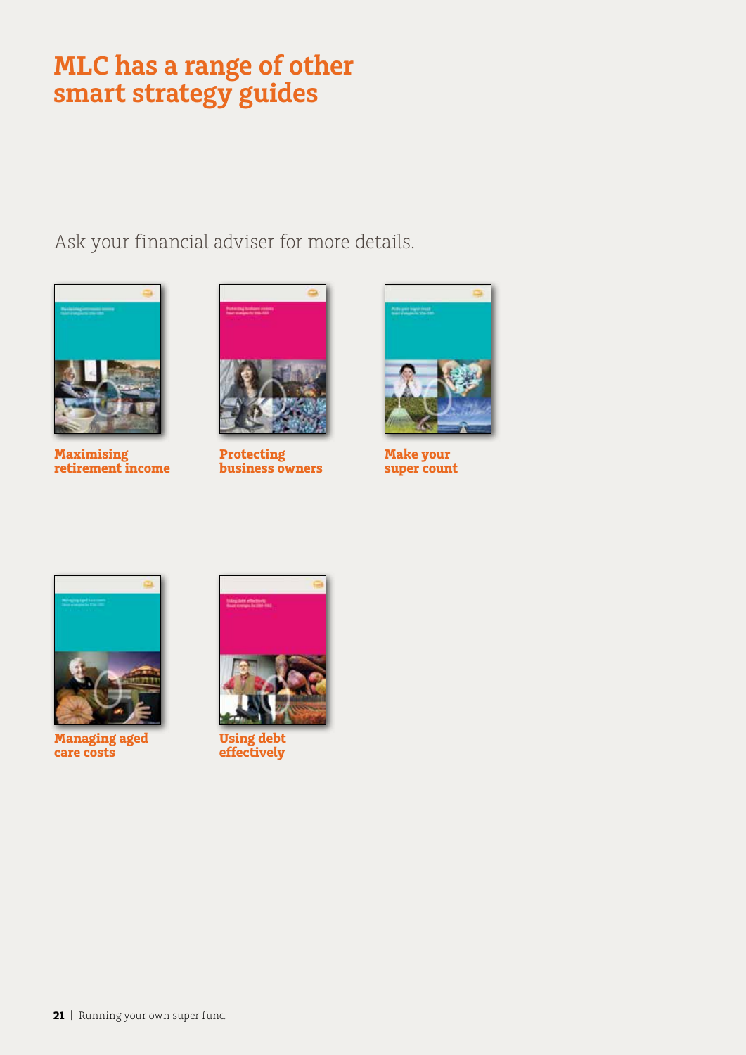# MLC has a range of other smart strategy guides

Ask your financial adviser for more details.

**Maximising retirement income**

**Protecting business owners**

**Make your super count**

**Managing aged care costs**

**Using debt effectively**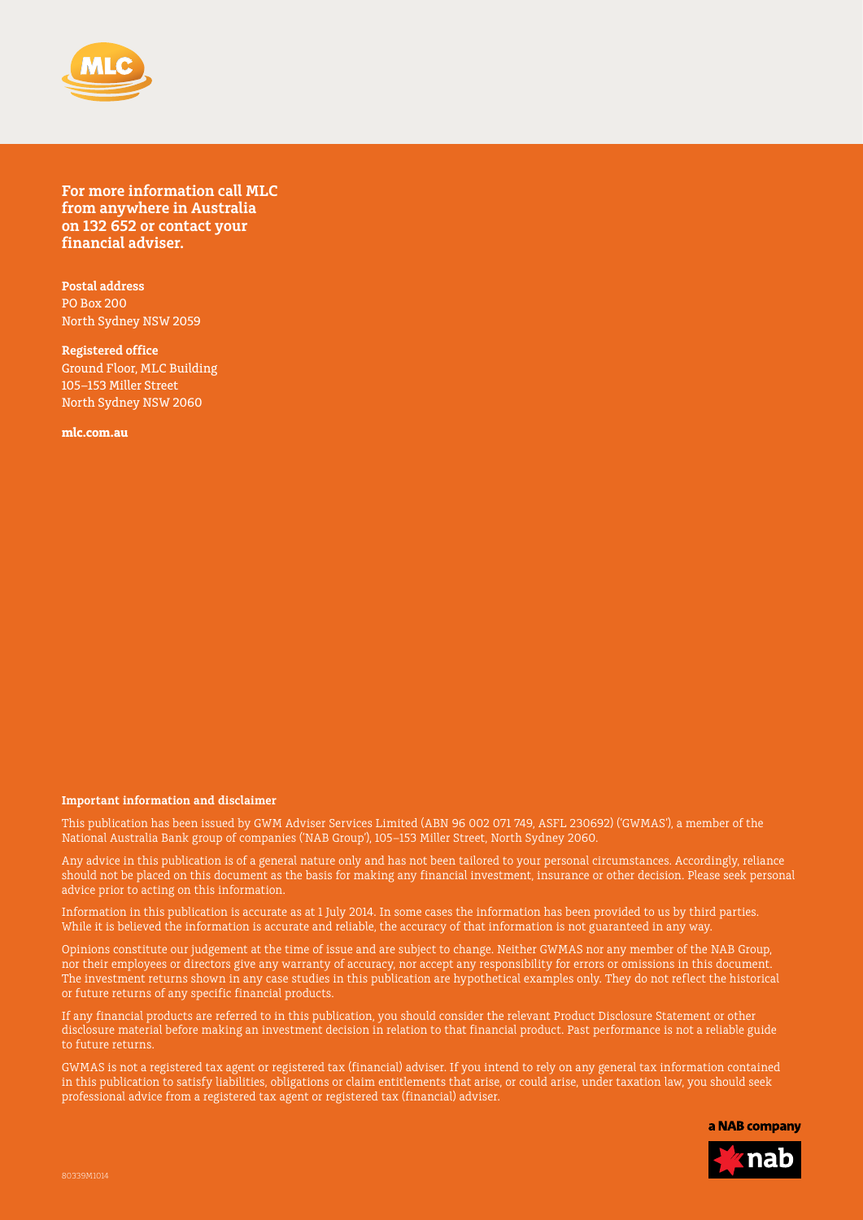**For more information call MLC from anywhere in Australia on 132 652 or contact your financial adviser.**

**Postal address**
PO Box 200
North Sydney NSW 2059

**Registered office**
Ground Floor, MLC Building
105–153 Miller Street
North Sydney NSW 2060

**mlc.com.au**

**Important information and disclaimer**

This publication has been issued by GWM Adviser Services Limited (ABN 96 002 071 749, ASFL 230692) ('GWMAS'), a member of the National Australia Bank group of companies ('NAB Group'), 105–153 Miller Street, North Sydney 2060.

Any advice in this publication is of a general nature only and has not been tailored to your personal circumstances. Accordingly, reliance should not be placed on this document as the basis for making any financial investment, insurance or other decision. Please seek personal advice prior to acting on this information.

Information in this publication is accurate as at 1 July 2014. In some cases the information has been provided to us by third parties. While it is believed the information is accurate and reliable, the accuracy of that information is not guaranteed in any way.

Opinions constitute our judgement at the time of issue and are subject to change. Neither GWMAS nor any member of the NAB Group, nor their employees or directors give any warranty of accuracy, nor accept any responsibility for errors or omissions in this document. The investment returns shown in any case studies in this publication are hypothetical examples only. They do not reflect the historical or future returns of any specific financial products.

If any financial products are referred to in this publication, you should consider the relevant Product Disclosure Statement or other disclosure material before making an investment decision in relation to that financial product. Past performance is not a reliable guide to future returns.

GWMAS is not a registered tax agent or registered tax (financial) adviser. If you intend to rely on any general tax information contained in this publication to satisfy liabilities, obligations or claim entitlements that arise, or could arise, under taxation law, you should seek professional advice from a registered tax agent or registered tax (financial) adviser.

a NAB company

80339M1014